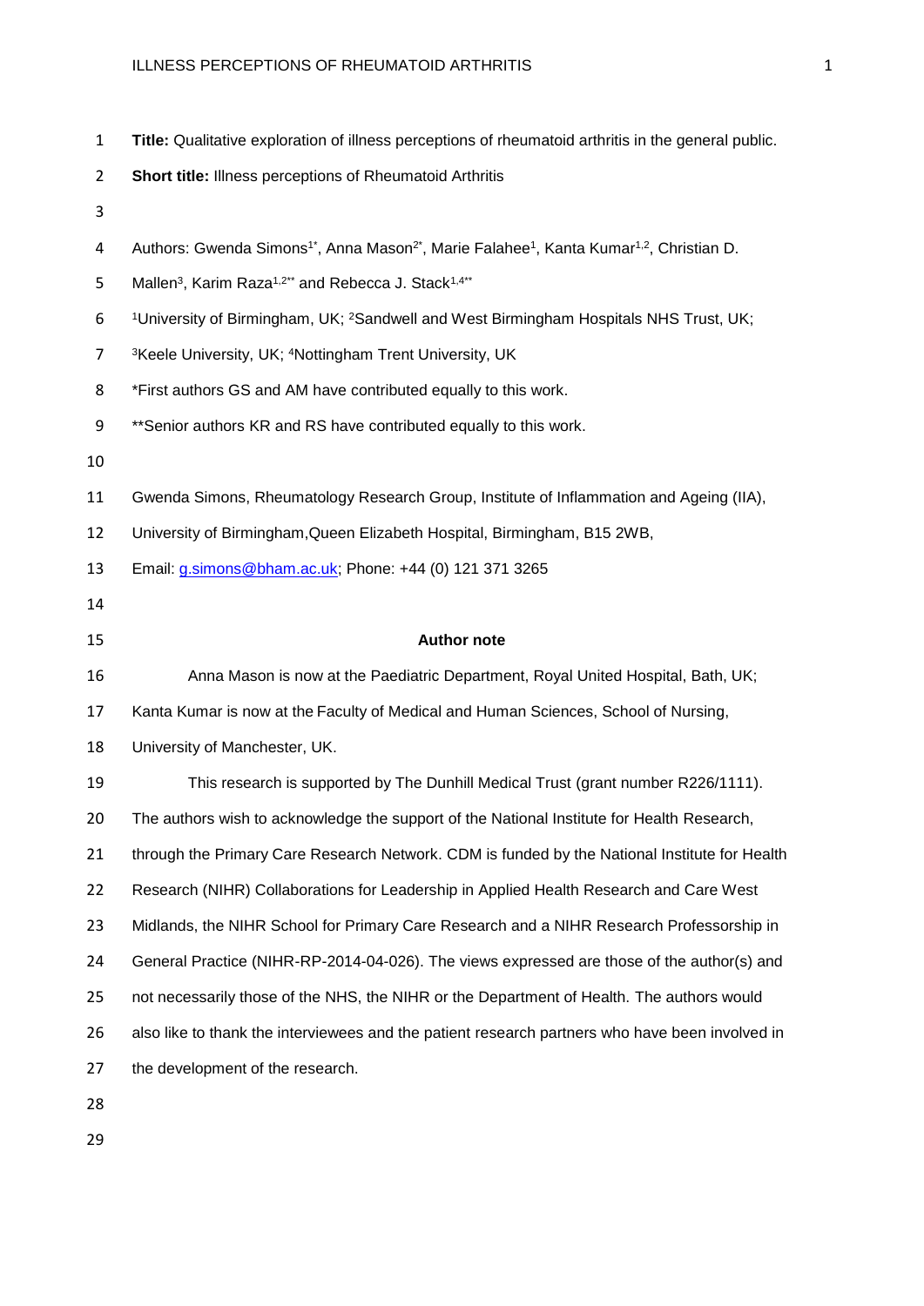**Title:** Qualitative exploration of illness perceptions of rheumatoid arthritis in the general public.

**Short title:** Illness perceptions of Rheumatoid Arthritis

Authors: Gwenda Simons[1*], Anna Mason[2*], Marie Falahee[1], Kanta Kumar[1,2], Christian D. Mallen[3], Karim Raza[1,2**] and Rebecca J. Stack[1,4**]

[1]University of Birmingham, UK; [2]Sandwell and West Birmingham Hospitals NHS Trust, UK; [3]Keele University, UK; [4]Nottingham Trent University, UK

*First authors GS and AM have contributed equally to this work.

**Senior authors KR and RS have contributed equally to this work.

Gwenda Simons, Rheumatology Research Group, Institute of Inflammation and Ageing (IIA), University of Birmingham,Queen Elizabeth Hospital, Birmingham, B15 2WB,

Email: g.simons@bham.ac.uk; Phone: +44 (0) 121 371 3265

## Author note

Anna Mason is now at the Paediatric Department, Royal United Hospital, Bath, UK; Kanta Kumar is now at the Faculty of Medical and Human Sciences, School of Nursing, University of Manchester, UK.

This research is supported by The Dunhill Medical Trust (grant number R226/1111). The authors wish to acknowledge the support of the National Institute for Health Research, through the Primary Care Research Network. CDM is funded by the National Institute for Health Research (NIHR) Collaborations for Leadership in Applied Health Research and Care West Midlands, the NIHR School for Primary Care Research and a NIHR Research Professorship in General Practice (NIHR-RP-2014-04-026). The views expressed are those of the author(s) and not necessarily those of the NHS, the NIHR or the Department of Health. The authors would also like to thank the interviewees and the patient research partners who have been involved in the development of the research.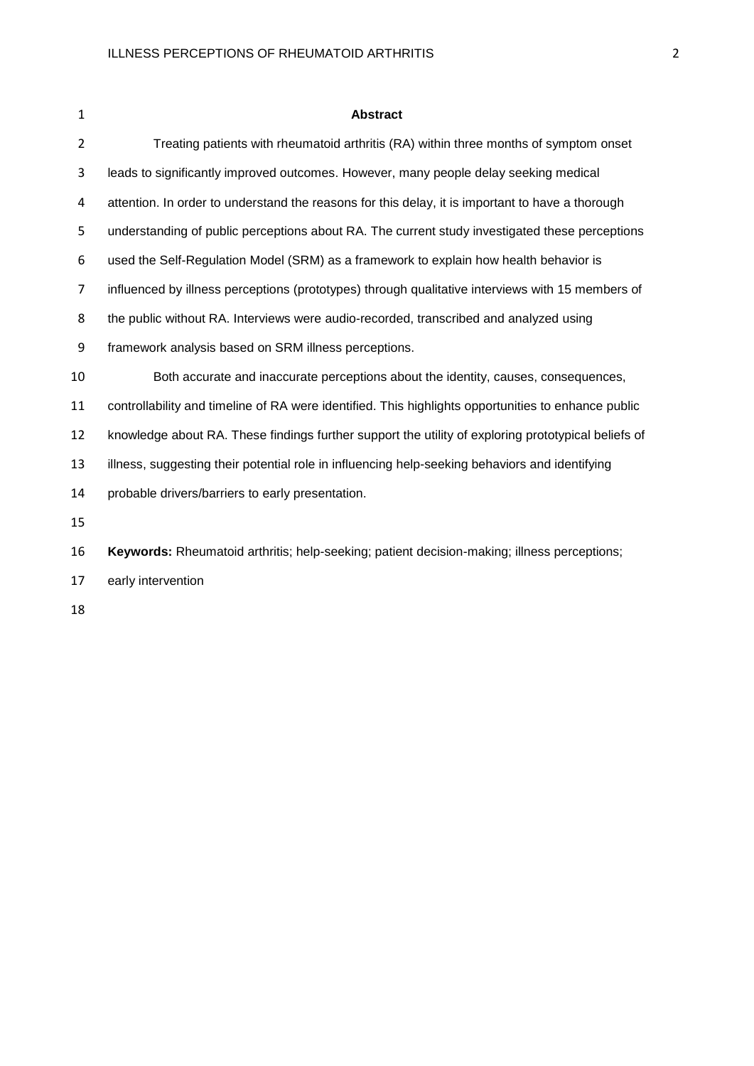## Abstract

Treating patients with rheumatoid arthritis (RA) within three months of symptom onset leads to significantly improved outcomes. However, many people delay seeking medical attention. In order to understand the reasons for this delay, it is important to have a thorough understanding of public perceptions about RA. The current study investigated these perceptions used the Self-Regulation Model (SRM) as a framework to explain how health behavior is influenced by illness perceptions (prototypes) through qualitative interviews with 15 members of the public without RA. Interviews were audio-recorded, transcribed and analyzed using framework analysis based on SRM illness perceptions.

Both accurate and inaccurate perceptions about the identity, causes, consequences, controllability and timeline of RA were identified. This highlights opportunities to enhance public knowledge about RA. These findings further support the utility of exploring prototypical beliefs of illness, suggesting their potential role in influencing help-seeking behaviors and identifying probable drivers/barriers to early presentation.

**Keywords:** Rheumatoid arthritis; help-seeking; patient decision-making; illness perceptions; early intervention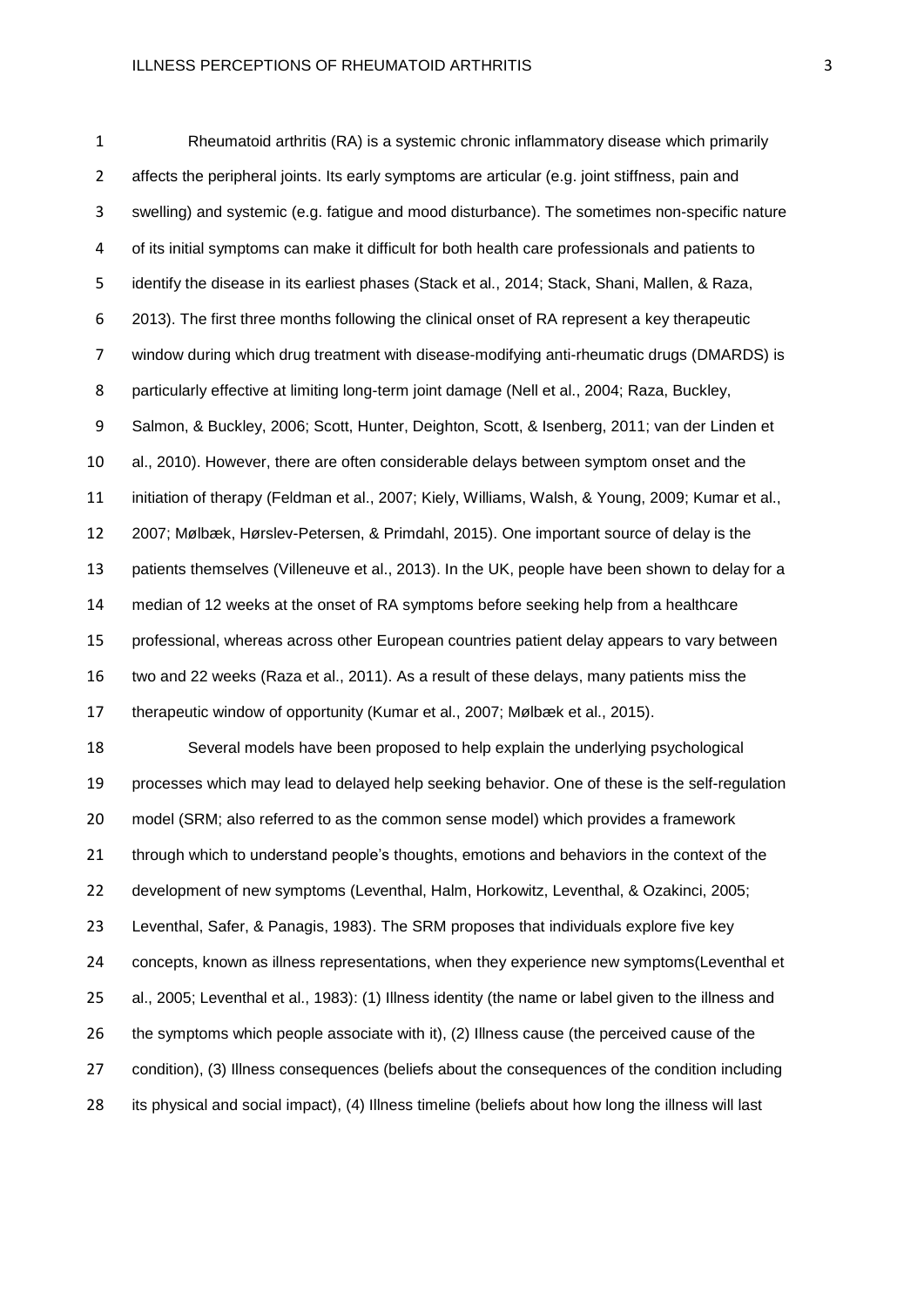Rheumatoid arthritis (RA) is a systemic chronic inflammatory disease which primarily affects the peripheral joints. Its early symptoms are articular (e.g. joint stiffness, pain and swelling) and systemic (e.g. fatigue and mood disturbance). The sometimes non-specific nature of its initial symptoms can make it difficult for both health care professionals and patients to identify the disease in its earliest phases (Stack et al., 2014; Stack, Shani, Mallen, & Raza, 2013). The first three months following the clinical onset of RA represent a key therapeutic window during which drug treatment with disease-modifying anti-rheumatic drugs (DMARDS) is particularly effective at limiting long-term joint damage (Nell et al., 2004; Raza, Buckley, Salmon, & Buckley, 2006; Scott, Hunter, Deighton, Scott, & Isenberg, 2011; van der Linden et al., 2010). However, there are often considerable delays between symptom onset and the initiation of therapy (Feldman et al., 2007; Kiely, Williams, Walsh, & Young, 2009; Kumar et al., 2007; Mølbæk, Hørslev-Petersen, & Primdahl, 2015). One important source of delay is the patients themselves (Villeneuve et al., 2013). In the UK, people have been shown to delay for a median of 12 weeks at the onset of RA symptoms before seeking help from a healthcare professional, whereas across other European countries patient delay appears to vary between two and 22 weeks (Raza et al., 2011). As a result of these delays, many patients miss the therapeutic window of opportunity (Kumar et al., 2007; Mølbæk et al., 2015).

Several models have been proposed to help explain the underlying psychological processes which may lead to delayed help seeking behavior. One of these is the self-regulation model (SRM; also referred to as the common sense model) which provides a framework through which to understand people's thoughts, emotions and behaviors in the context of the development of new symptoms (Leventhal, Halm, Horkowitz, Leventhal, & Ozakinci, 2005; Leventhal, Safer, & Panagis, 1983). The SRM proposes that individuals explore five key concepts, known as illness representations, when they experience new symptoms(Leventhal et al., 2005; Leventhal et al., 1983): (1) Illness identity (the name or label given to the illness and the symptoms which people associate with it), (2) Illness cause (the perceived cause of the condition), (3) Illness consequences (beliefs about the consequences of the condition including its physical and social impact), (4) Illness timeline (beliefs about how long the illness will last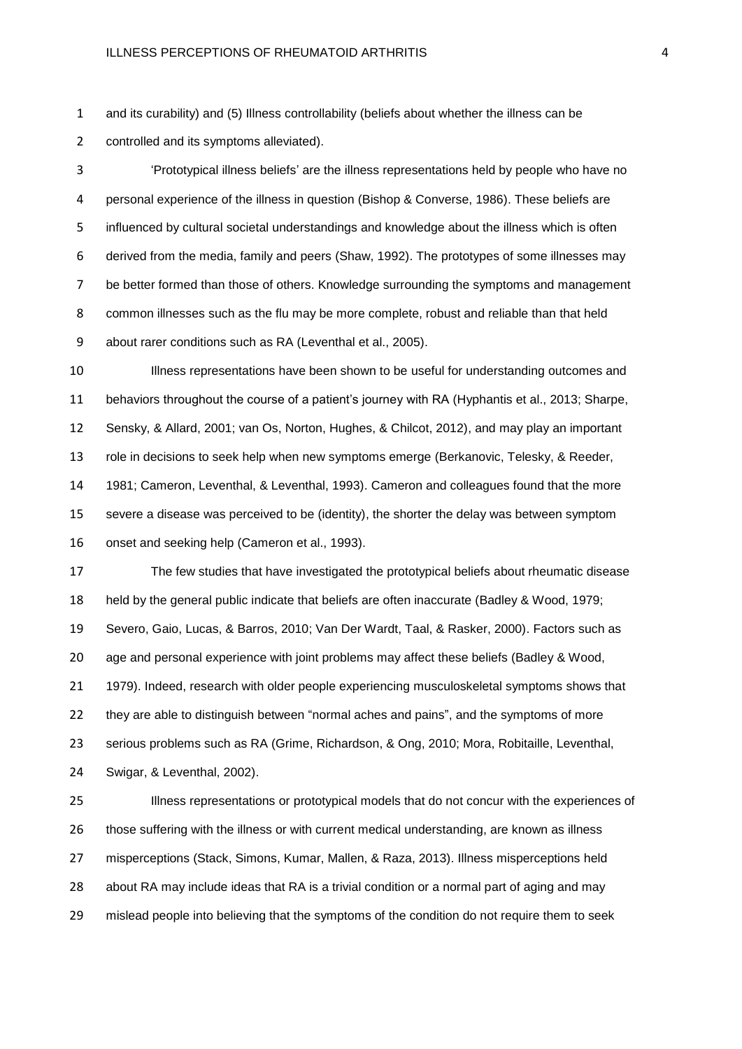and its curability) and (5) Illness controllability (beliefs about whether the illness can be controlled and its symptoms alleviated).

'Prototypical illness beliefs' are the illness representations held by people who have no personal experience of the illness in question (Bishop & Converse, 1986). These beliefs are influenced by cultural societal understandings and knowledge about the illness which is often derived from the media, family and peers (Shaw, 1992). The prototypes of some illnesses may be better formed than those of others. Knowledge surrounding the symptoms and management common illnesses such as the flu may be more complete, robust and reliable than that held about rarer conditions such as RA (Leventhal et al., 2005).

Illness representations have been shown to be useful for understanding outcomes and behaviors throughout the course of a patient's journey with RA (Hyphantis et al., 2013; Sharpe, Sensky, & Allard, 2001; van Os, Norton, Hughes, & Chilcot, 2012), and may play an important role in decisions to seek help when new symptoms emerge (Berkanovic, Telesky, & Reeder, 1981; Cameron, Leventhal, & Leventhal, 1993). Cameron and colleagues found that the more severe a disease was perceived to be (identity), the shorter the delay was between symptom onset and seeking help (Cameron et al., 1993).

The few studies that have investigated the prototypical beliefs about rheumatic disease held by the general public indicate that beliefs are often inaccurate (Badley & Wood, 1979; Severo, Gaio, Lucas, & Barros, 2010; Van Der Wardt, Taal, & Rasker, 2000). Factors such as age and personal experience with joint problems may affect these beliefs (Badley & Wood, 1979). Indeed, research with older people experiencing musculoskeletal symptoms shows that they are able to distinguish between "normal aches and pains", and the symptoms of more serious problems such as RA (Grime, Richardson, & Ong, 2010; Mora, Robitaille, Leventhal, Swigar, & Leventhal, 2002).

Illness representations or prototypical models that do not concur with the experiences of those suffering with the illness or with current medical understanding, are known as illness misperceptions (Stack, Simons, Kumar, Mallen, & Raza, 2013). Illness misperceptions held about RA may include ideas that RA is a trivial condition or a normal part of aging and may mislead people into believing that the symptoms of the condition do not require them to seek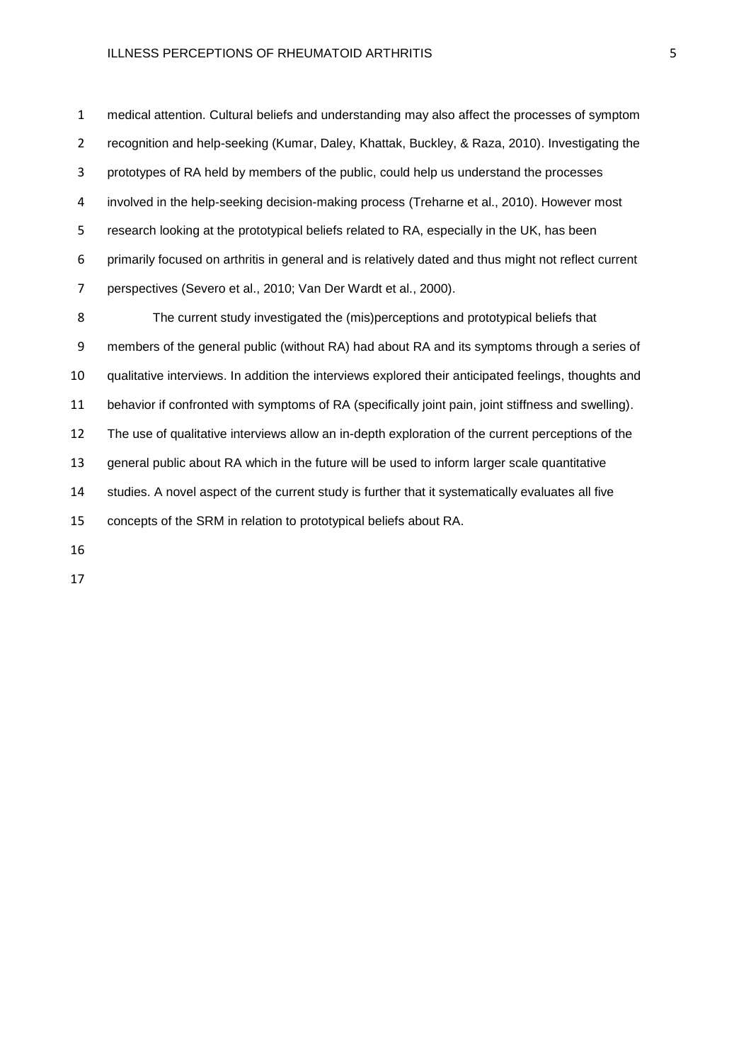medical attention. Cultural beliefs and understanding may also affect the processes of symptom recognition and help-seeking (Kumar, Daley, Khattak, Buckley, & Raza, 2010). Investigating the prototypes of RA held by members of the public, could help us understand the processes involved in the help-seeking decision-making process (Treharne et al., 2010). However most research looking at the prototypical beliefs related to RA, especially in the UK, has been primarily focused on arthritis in general and is relatively dated and thus might not reflect current perspectives (Severo et al., 2010; Van Der Wardt et al., 2000).

The current study investigated the (mis)perceptions and prototypical beliefs that members of the general public (without RA) had about RA and its symptoms through a series of qualitative interviews. In addition the interviews explored their anticipated feelings, thoughts and behavior if confronted with symptoms of RA (specifically joint pain, joint stiffness and swelling). The use of qualitative interviews allow an in-depth exploration of the current perceptions of the general public about RA which in the future will be used to inform larger scale quantitative studies. A novel aspect of the current study is further that it systematically evaluates all five concepts of the SRM in relation to prototypical beliefs about RA.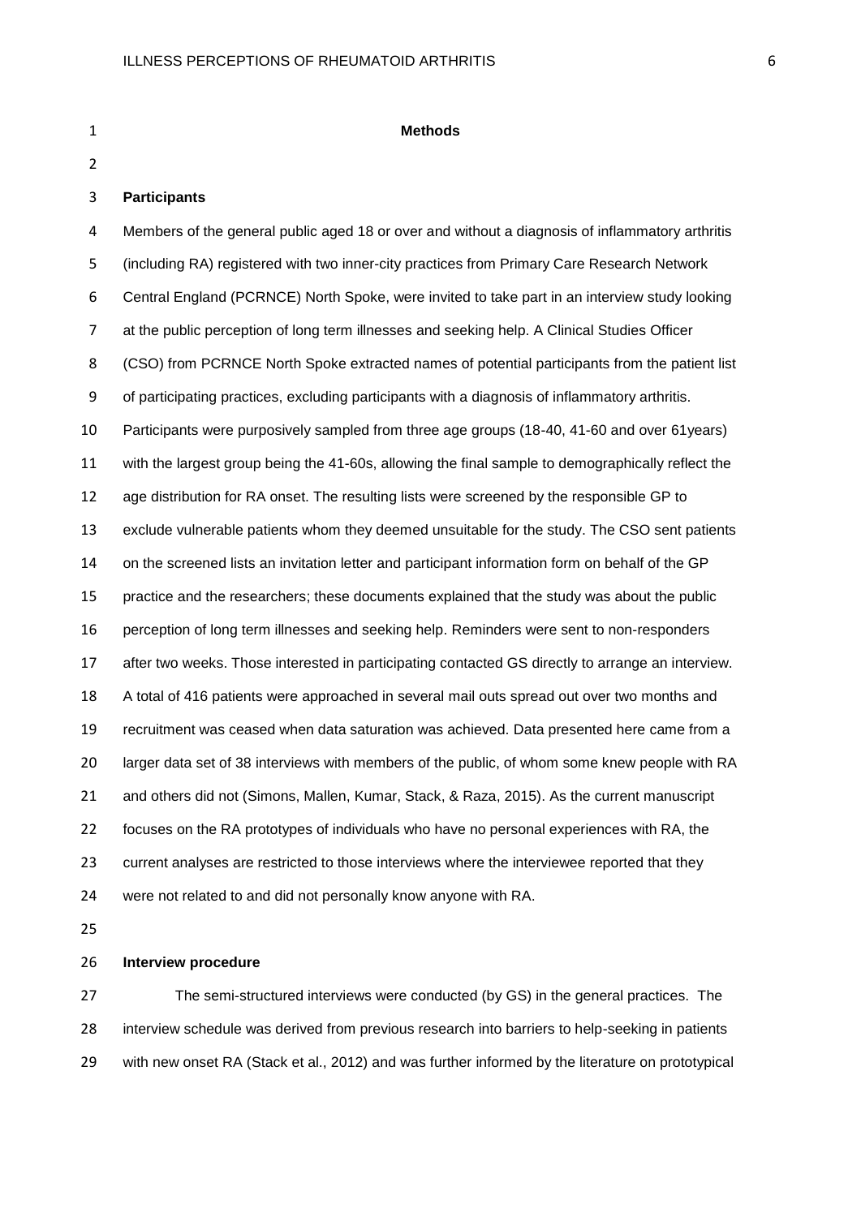## Methods

### Participants

Members of the general public aged 18 or over and without a diagnosis of inflammatory arthritis (including RA) registered with two inner-city practices from Primary Care Research Network Central England (PCRNCE) North Spoke, were invited to take part in an interview study looking at the public perception of long term illnesses and seeking help. A Clinical Studies Officer (CSO) from PCRNCE North Spoke extracted names of potential participants from the patient list of participating practices, excluding participants with a diagnosis of inflammatory arthritis. Participants were purposively sampled from three age groups (18-40, 41-60 and over 61years) with the largest group being the 41-60s, allowing the final sample to demographically reflect the age distribution for RA onset. The resulting lists were screened by the responsible GP to exclude vulnerable patients whom they deemed unsuitable for the study. The CSO sent patients on the screened lists an invitation letter and participant information form on behalf of the GP practice and the researchers; these documents explained that the study was about the public perception of long term illnesses and seeking help. Reminders were sent to non-responders after two weeks. Those interested in participating contacted GS directly to arrange an interview. A total of 416 patients were approached in several mail outs spread out over two months and recruitment was ceased when data saturation was achieved. Data presented here came from a larger data set of 38 interviews with members of the public, of whom some knew people with RA and others did not (Simons, Mallen, Kumar, Stack, & Raza, 2015). As the current manuscript focuses on the RA prototypes of individuals who have no personal experiences with RA, the current analyses are restricted to those interviews where the interviewee reported that they were not related to and did not personally know anyone with RA.

### Interview procedure

The semi-structured interviews were conducted (by GS) in the general practices. The interview schedule was derived from previous research into barriers to help-seeking in patients with new onset RA (Stack et al., 2012) and was further informed by the literature on prototypical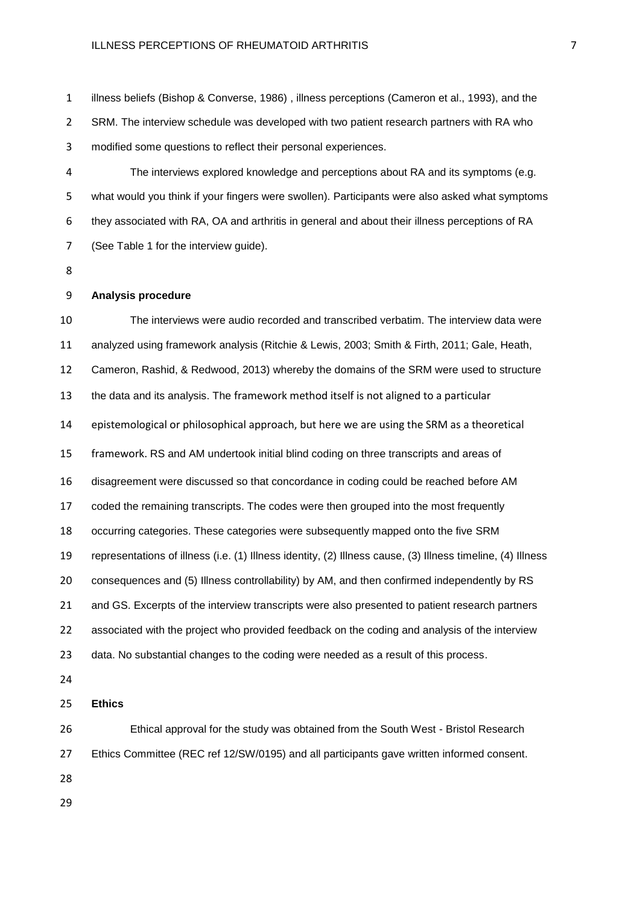illness beliefs (Bishop & Converse, 1986) , illness perceptions (Cameron et al., 1993), and the SRM. The interview schedule was developed with two patient research partners with RA who modified some questions to reflect their personal experiences.

The interviews explored knowledge and perceptions about RA and its symptoms (e.g. what would you think if your fingers were swollen). Participants were also asked what symptoms they associated with RA, OA and arthritis in general and about their illness perceptions of RA (See Table 1 for the interview guide).

**Analysis procedure**

The interviews were audio recorded and transcribed verbatim. The interview data were analyzed using framework analysis (Ritchie & Lewis, 2003; Smith & Firth, 2011; Gale, Heath, Cameron, Rashid, & Redwood, 2013) whereby the domains of the SRM were used to structure the data and its analysis. The framework method itself is not aligned to a particular epistemological or philosophical approach, but here we are using the SRM as a theoretical framework. RS and AM undertook initial blind coding on three transcripts and areas of disagreement were discussed so that concordance in coding could be reached before AM coded the remaining transcripts. The codes were then grouped into the most frequently occurring categories. These categories were subsequently mapped onto the five SRM representations of illness (i.e. (1) Illness identity, (2) Illness cause, (3) Illness timeline, (4) Illness consequences and (5) Illness controllability) by AM, and then confirmed independently by RS and GS. Excerpts of the interview transcripts were also presented to patient research partners associated with the project who provided feedback on the coding and analysis of the interview data. No substantial changes to the coding were needed as a result of this process.

**Ethics**

Ethical approval for the study was obtained from the South West - Bristol Research Ethics Committee (REC ref 12/SW/0195) and all participants gave written informed consent.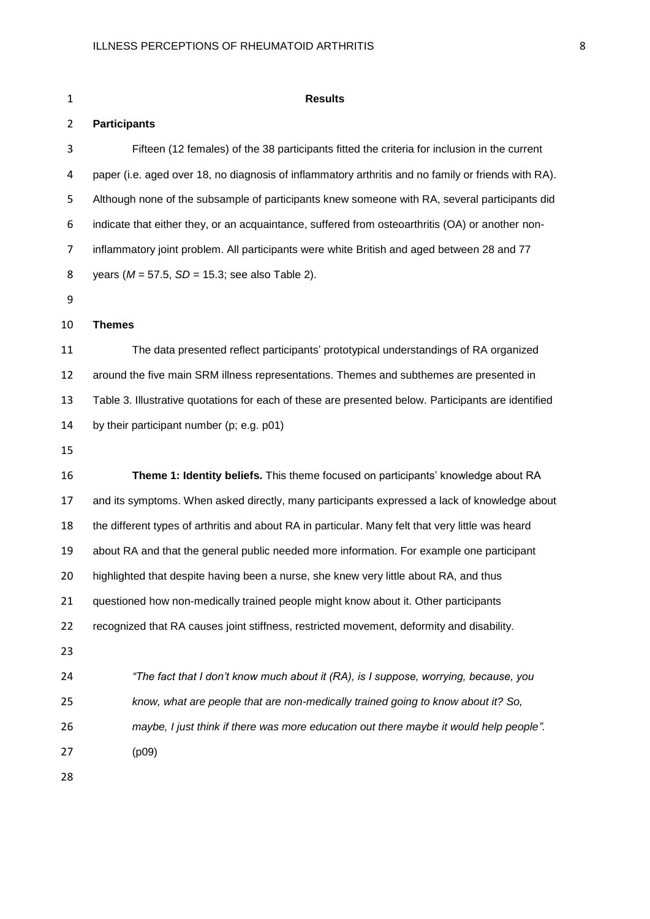## Results

### Participants

Fifteen (12 females) of the 38 participants fitted the criteria for inclusion in the current paper (i.e. aged over 18, no diagnosis of inflammatory arthritis and no family or friends with RA). Although none of the subsample of participants knew someone with RA, several participants did indicate that either they, or an acquaintance, suffered from osteoarthritis (OA) or another non-inflammatory joint problem. All participants were white British and aged between 28 and 77 years ($M$ = 57.5, $SD$ = 15.3; see also Table 2).

### Themes

The data presented reflect participants' prototypical understandings of RA organized around the five main SRM illness representations. Themes and subthemes are presented in Table 3. Illustrative quotations for each of these are presented below. Participants are identified by their participant number (p; e.g. p01)

**Theme 1: Identity beliefs.** This theme focused on participants' knowledge about RA and its symptoms. When asked directly, many participants expressed a lack of knowledge about the different types of arthritis and about RA in particular. Many felt that very little was heard about RA and that the general public needed more information. For example one participant highlighted that despite having been a nurse, she knew very little about RA, and thus questioned how non-medically trained people might know about it. Other participants recognized that RA causes joint stiffness, restricted movement, deformity and disability.

> *"The fact that I don't know much about it (RA), is I suppose, worrying, because, you know, what are people that are non-medically trained going to know about it? So, maybe, I just think if there was more education out there maybe it would help people".* (p09)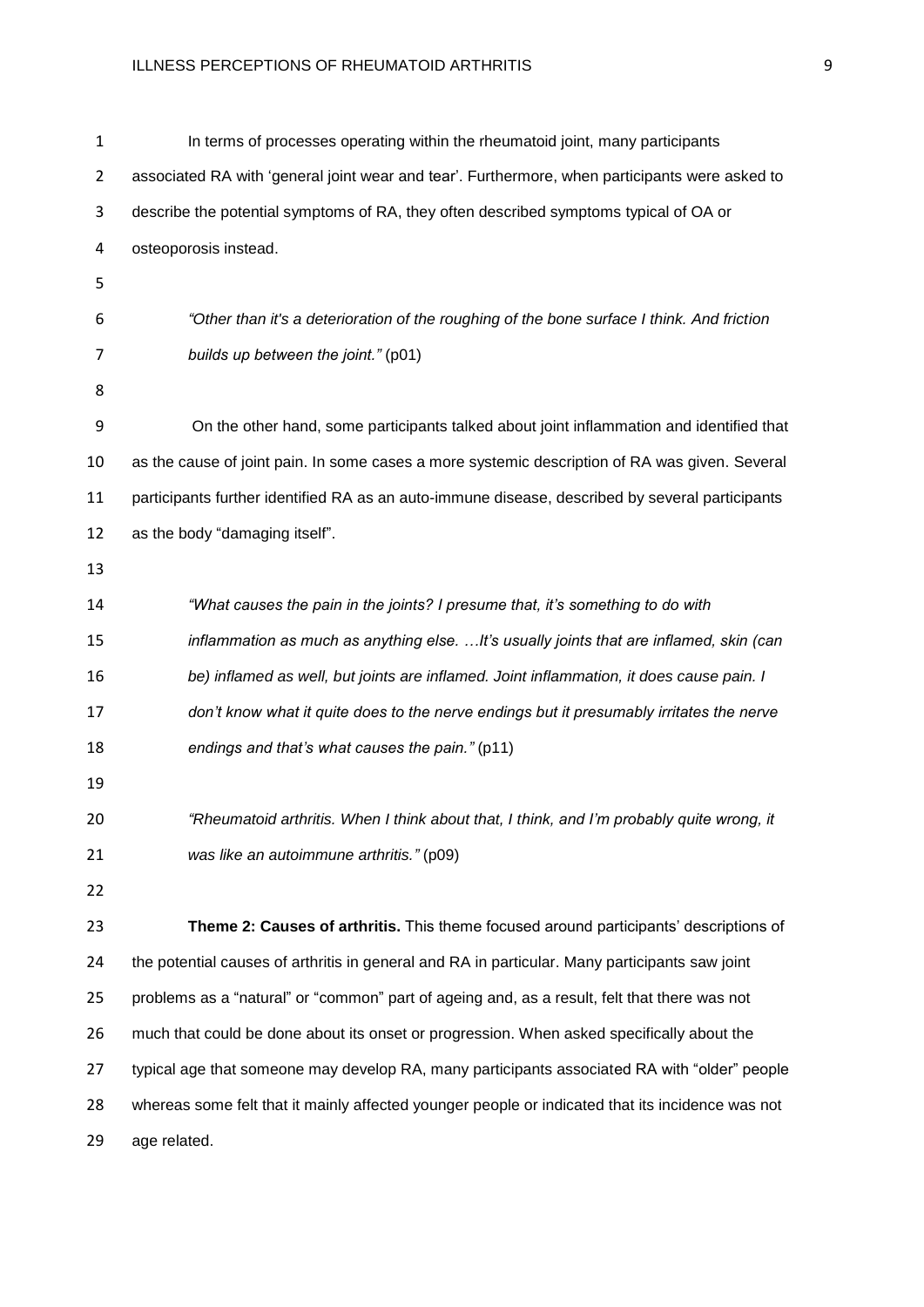In terms of processes operating within the rheumatoid joint, many participants associated RA with 'general joint wear and tear'. Furthermore, when participants were asked to describe the potential symptoms of RA, they often described symptoms typical of OA or osteoporosis instead.

> *"Other than it's a deterioration of the roughing of the bone surface I think. And friction builds up between the joint."* (p01)

On the other hand, some participants talked about joint inflammation and identified that as the cause of joint pain. In some cases a more systemic description of RA was given. Several participants further identified RA as an auto-immune disease, described by several participants as the body "damaging itself".

> *"What causes the pain in the joints? I presume that, it's something to do with inflammation as much as anything else. …It's usually joints that are inflamed, skin (can be) inflamed as well, but joints are inflamed. Joint inflammation, it does cause pain. I don't know what it quite does to the nerve endings but it presumably irritates the nerve endings and that's what causes the pain."* (p11)

> *"Rheumatoid arthritis. When I think about that, I think, and I'm probably quite wrong, it was like an autoimmune arthritis."* (p09)

**Theme 2: Causes of arthritis.** This theme focused around participants' descriptions of the potential causes of arthritis in general and RA in particular. Many participants saw joint problems as a "natural" or "common" part of ageing and, as a result, felt that there was not much that could be done about its onset or progression. When asked specifically about the typical age that someone may develop RA, many participants associated RA with "older" people whereas some felt that it mainly affected younger people or indicated that its incidence was not age related.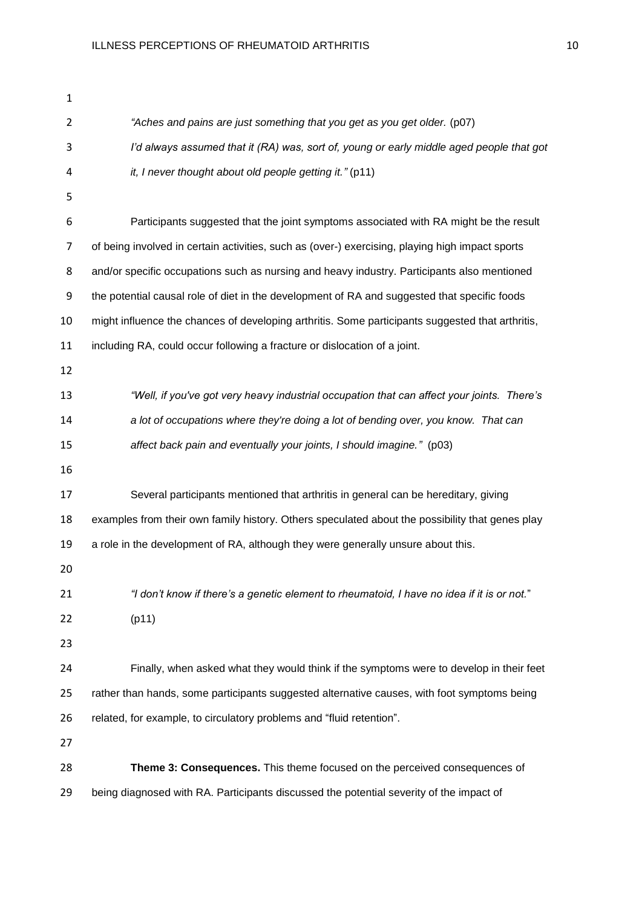*"Aches and pains are just something that you get as you get older.* (p07)
*I'd always assumed that it (RA) was, sort of, young or early middle aged people that got it, I never thought about old people getting it."* (p11)

Participants suggested that the joint symptoms associated with RA might be the result of being involved in certain activities, such as (over-) exercising, playing high impact sports and/or specific occupations such as nursing and heavy industry. Participants also mentioned the potential causal role of diet in the development of RA and suggested that specific foods might influence the chances of developing arthritis. Some participants suggested that arthritis, including RA, could occur following a fracture or dislocation of a joint.

*"Well, if you've got very heavy industrial occupation that can affect your joints. There's a lot of occupations where they're doing a lot of bending over, you know. That can affect back pain and eventually your joints, I should imagine."* (p03)

Several participants mentioned that arthritis in general can be hereditary, giving examples from their own family history. Others speculated about the possibility that genes play a role in the development of RA, although they were generally unsure about this.

*"I don't know if there's a genetic element to rheumatoid, I have no idea if it is or not."* (p11)

Finally, when asked what they would think if the symptoms were to develop in their feet rather than hands, some participants suggested alternative causes, with foot symptoms being related, for example, to circulatory problems and "fluid retention".

**Theme 3: Consequences.** This theme focused on the perceived consequences of being diagnosed with RA. Participants discussed the potential severity of the impact of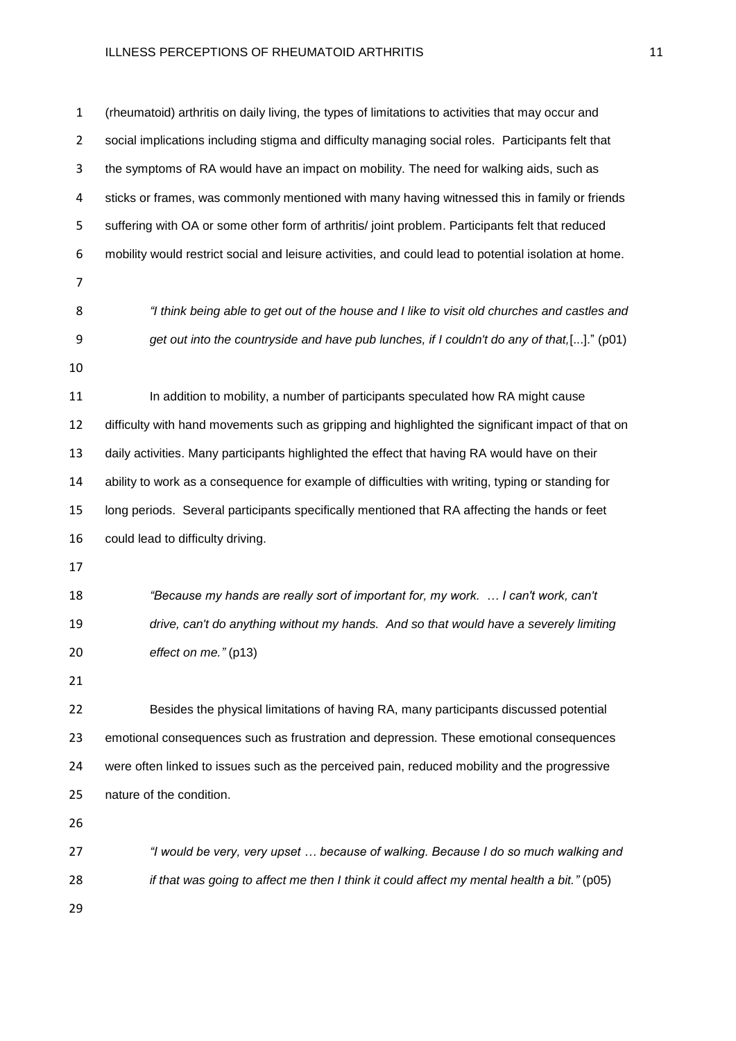(rheumatoid) arthritis on daily living, the types of limitations to activities that may occur and social implications including stigma and difficulty managing social roles. Participants felt that the symptoms of RA would have an impact on mobility. The need for walking aids, such as sticks or frames, was commonly mentioned with many having witnessed this in family or friends suffering with OA or some other form of arthritis/ joint problem. Participants felt that reduced mobility would restrict social and leisure activities, and could lead to potential isolation at home.

> *"I think being able to get out of the house and I like to visit old churches and castles and get out into the countryside and have pub lunches, if I couldn't do any of that,*[...]." (p01)

In addition to mobility, a number of participants speculated how RA might cause difficulty with hand movements such as gripping and highlighted the significant impact of that on daily activities. Many participants highlighted the effect that having RA would have on their ability to work as a consequence for example of difficulties with writing, typing or standing for long periods. Several participants specifically mentioned that RA affecting the hands or feet could lead to difficulty driving.

> *"Because my hands are really sort of important for, my work. … I can't work, can't drive, can't do anything without my hands. And so that would have a severely limiting effect on me."* (p13)

Besides the physical limitations of having RA, many participants discussed potential emotional consequences such as frustration and depression. These emotional consequences were often linked to issues such as the perceived pain, reduced mobility and the progressive nature of the condition.

> *"I would be very, very upset … because of walking. Because I do so much walking and if that was going to affect me then I think it could affect my mental health a bit."* (p05)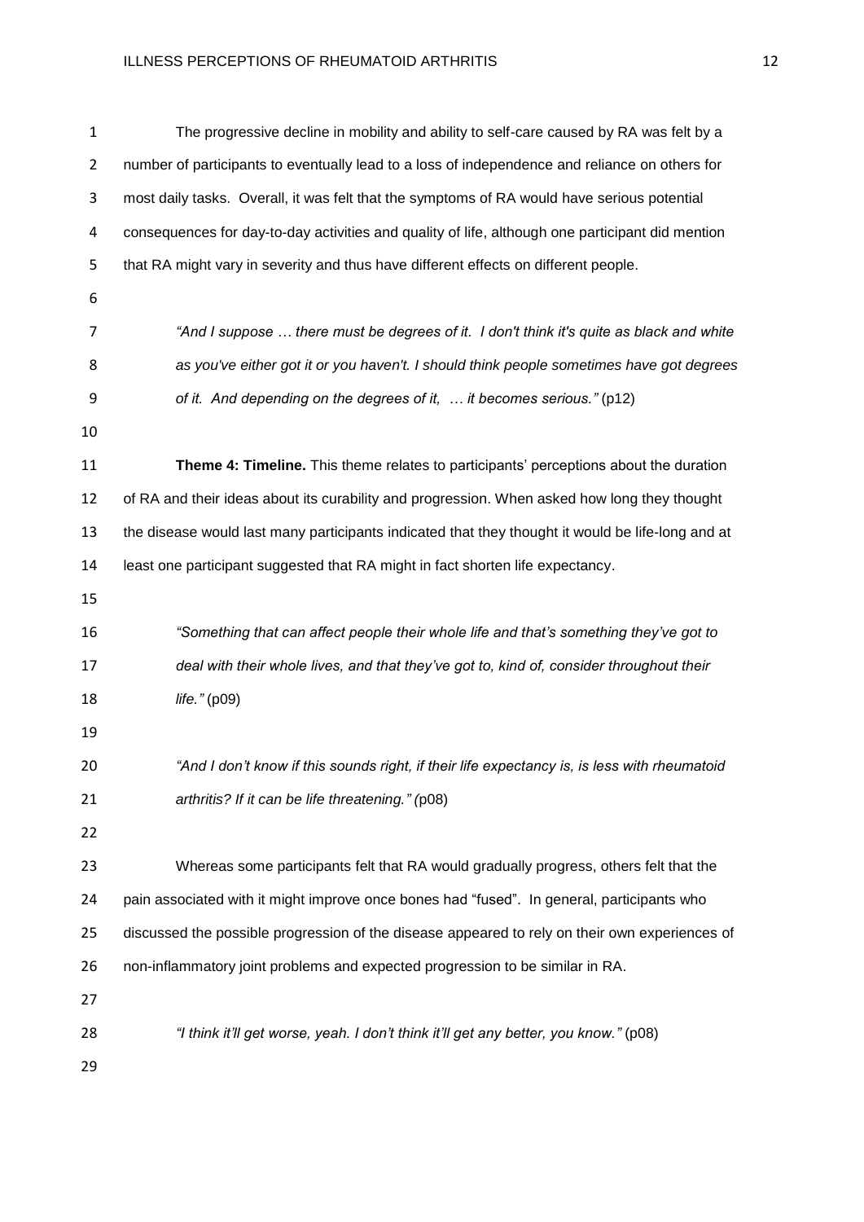The progressive decline in mobility and ability to self-care caused by RA was felt by a number of participants to eventually lead to a loss of independence and reliance on others for most daily tasks. Overall, it was felt that the symptoms of RA would have serious potential consequences for day-to-day activities and quality of life, although one participant did mention that RA might vary in severity and thus have different effects on different people.

> *"And I suppose … there must be degrees of it. I don't think it's quite as black and white as you've either got it or you haven't. I should think people sometimes have got degrees of it. And depending on the degrees of it, … it becomes serious."* (p12)

**Theme 4: Timeline.** This theme relates to participants' perceptions about the duration of RA and their ideas about its curability and progression. When asked how long they thought the disease would last many participants indicated that they thought it would be life-long and at least one participant suggested that RA might in fact shorten life expectancy.

> *"Something that can affect people their whole life and that's something they've got to deal with their whole lives, and that they've got to, kind of, consider throughout their life."* (p09)

> *"And I don't know if this sounds right, if their life expectancy is, is less with rheumatoid arthritis? If it can be life threatening." (*p08)

Whereas some participants felt that RA would gradually progress, others felt that the pain associated with it might improve once bones had "fused". In general, participants who discussed the possible progression of the disease appeared to rely on their own experiences of non-inflammatory joint problems and expected progression to be similar in RA.

> *"I think it'll get worse, yeah. I don't think it'll get any better, you know."* (p08)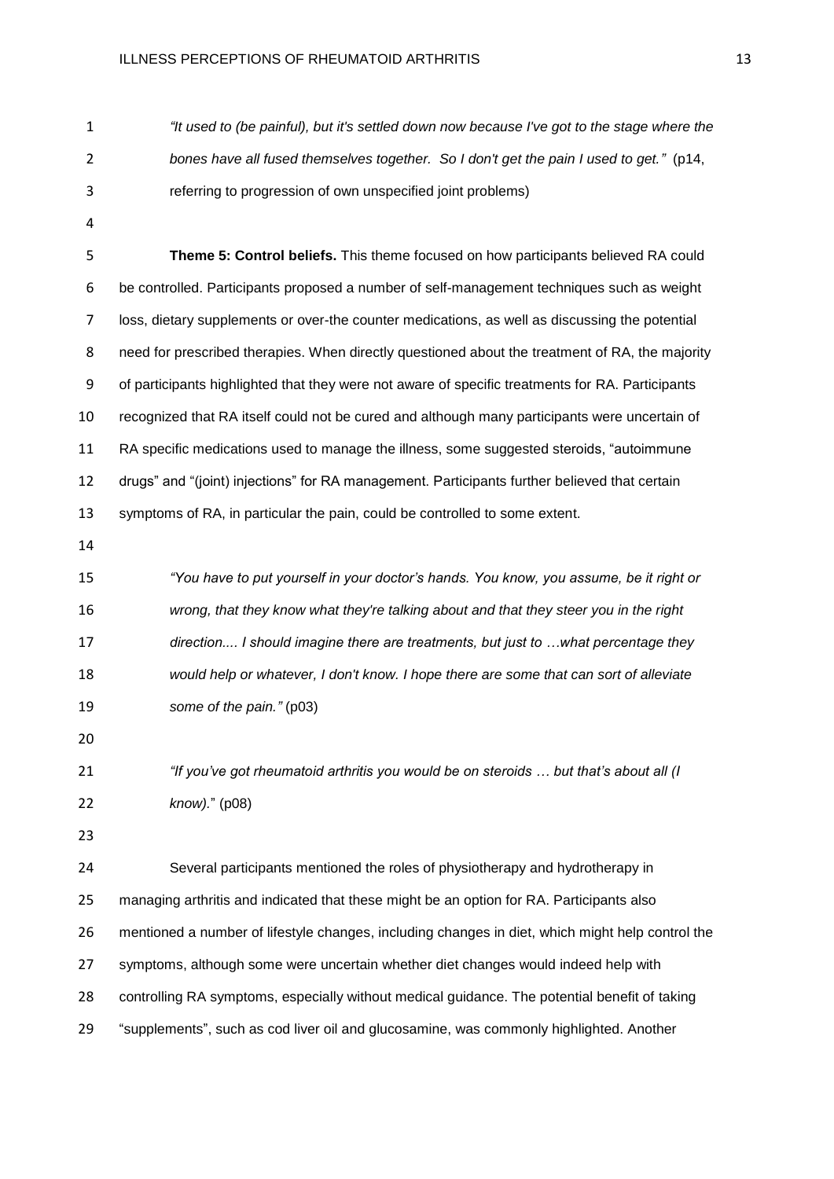*"It used to (be painful), but it's settled down now because I've got to the stage where the bones have all fused themselves together. So I don't get the pain I used to get."* (p14, referring to progression of own unspecified joint problems)

**Theme 5: Control beliefs.** This theme focused on how participants believed RA could be controlled. Participants proposed a number of self-management techniques such as weight loss, dietary supplements or over-the counter medications, as well as discussing the potential need for prescribed therapies. When directly questioned about the treatment of RA, the majority of participants highlighted that they were not aware of specific treatments for RA. Participants recognized that RA itself could not be cured and although many participants were uncertain of RA specific medications used to manage the illness, some suggested steroids, "autoimmune drugs" and "(joint) injections" for RA management. Participants further believed that certain symptoms of RA, in particular the pain, could be controlled to some extent.

*"You have to put yourself in your doctor's hands. You know, you assume, be it right or wrong, that they know what they're talking about and that they steer you in the right direction.... I should imagine there are treatments, but just to …what percentage they would help or whatever, I don't know. I hope there are some that can sort of alleviate some of the pain."* (p03)

*"If you've got rheumatoid arthritis you would be on steroids … but that's about all (I know)."* (p08)

Several participants mentioned the roles of physiotherapy and hydrotherapy in managing arthritis and indicated that these might be an option for RA. Participants also mentioned a number of lifestyle changes, including changes in diet, which might help control the symptoms, although some were uncertain whether diet changes would indeed help with controlling RA symptoms, especially without medical guidance. The potential benefit of taking "supplements", such as cod liver oil and glucosamine, was commonly highlighted. Another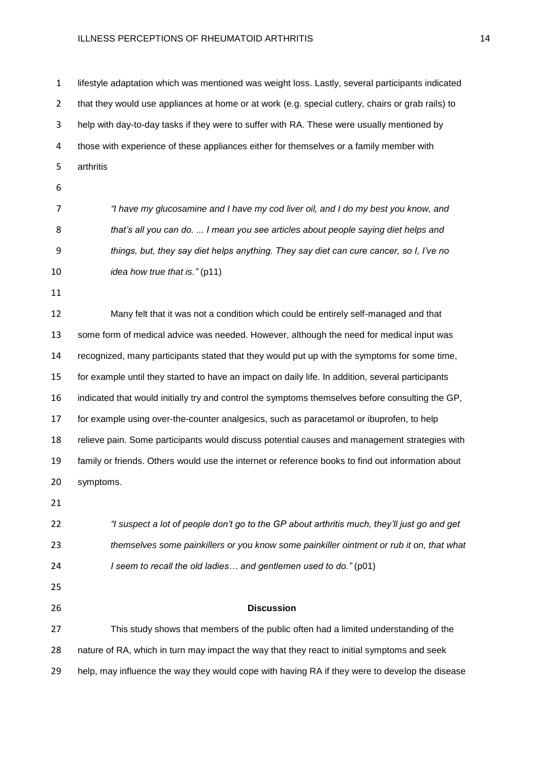lifestyle adaptation which was mentioned was weight loss. Lastly, several participants indicated that they would use appliances at home or at work (e.g. special cutlery, chairs or grab rails) to help with day-to-day tasks if they were to suffer with RA. These were usually mentioned by those with experience of these appliances either for themselves or a family member with arthritis

> *"I have my glucosamine and I have my cod liver oil, and I do my best you know, and that's all you can do. ... I mean you see articles about people saying diet helps and things, but, they say diet helps anything. They say diet can cure cancer, so I, I've no idea how true that is."* (p11)

Many felt that it was not a condition which could be entirely self-managed and that some form of medical advice was needed. However, although the need for medical input was recognized, many participants stated that they would put up with the symptoms for some time, for example until they started to have an impact on daily life. In addition, several participants indicated that would initially try and control the symptoms themselves before consulting the GP, for example using over-the-counter analgesics, such as paracetamol or ibuprofen, to help relieve pain. Some participants would discuss potential causes and management strategies with family or friends. Others would use the internet or reference books to find out information about symptoms.

> *"I suspect a lot of people don't go to the GP about arthritis much, they'll just go and get themselves some painkillers or you know some painkiller ointment or rub it on, that what I seem to recall the old ladies… and gentlemen used to do."* (p01)

## Discussion

This study shows that members of the public often had a limited understanding of the nature of RA, which in turn may impact the way that they react to initial symptoms and seek help, may influence the way they would cope with having RA if they were to develop the disease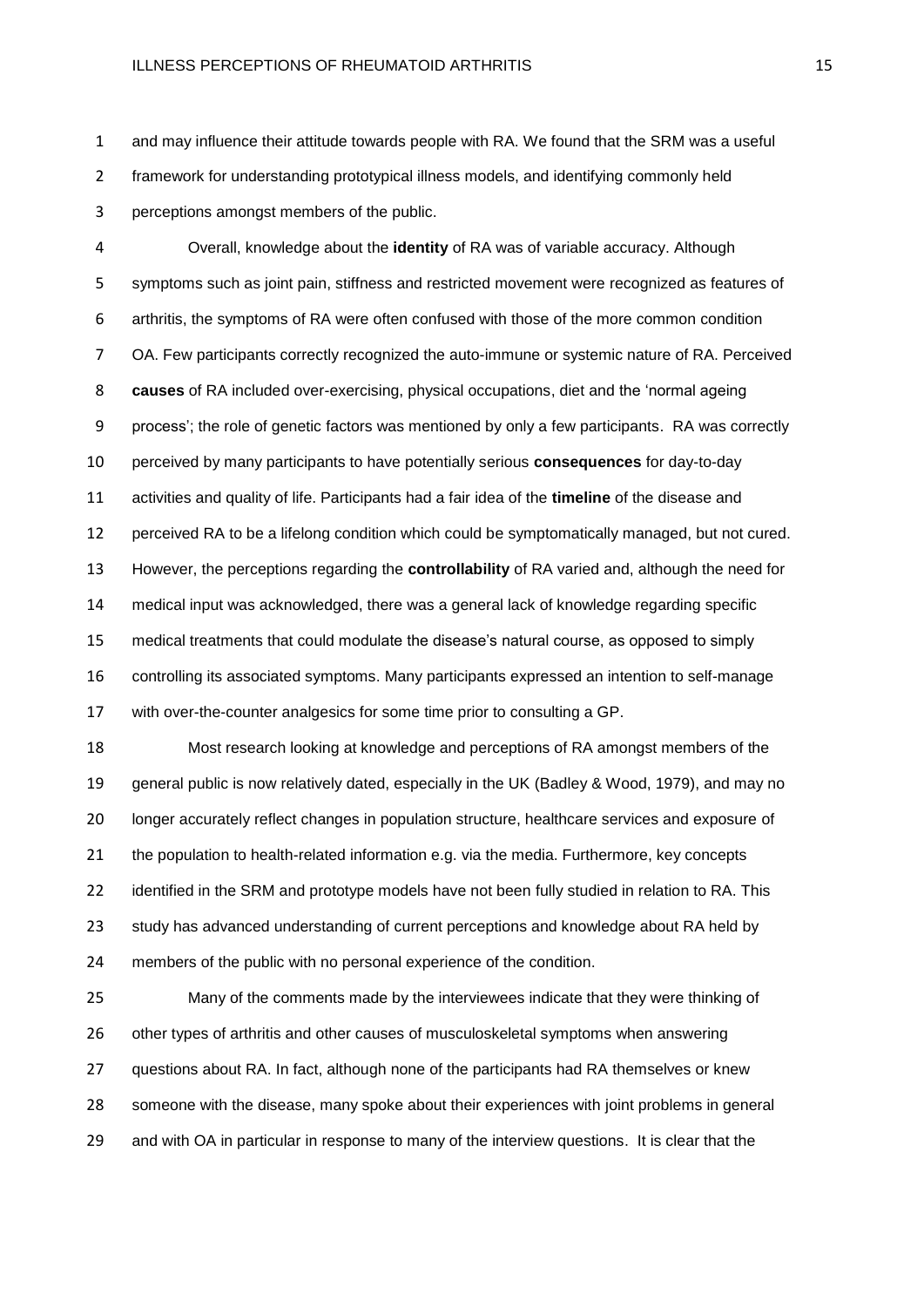and may influence their attitude towards people with RA. We found that the SRM was a useful framework for understanding prototypical illness models, and identifying commonly held perceptions amongst members of the public.

Overall, knowledge about the **identity** of RA was of variable accuracy. Although symptoms such as joint pain, stiffness and restricted movement were recognized as features of arthritis, the symptoms of RA were often confused with those of the more common condition OA. Few participants correctly recognized the auto-immune or systemic nature of RA. Perceived **causes** of RA included over-exercising, physical occupations, diet and the 'normal ageing process'; the role of genetic factors was mentioned by only a few participants. RA was correctly perceived by many participants to have potentially serious **consequences** for day-to-day activities and quality of life. Participants had a fair idea of the **timeline** of the disease and perceived RA to be a lifelong condition which could be symptomatically managed, but not cured. However, the perceptions regarding the **controllability** of RA varied and, although the need for medical input was acknowledged, there was a general lack of knowledge regarding specific medical treatments that could modulate the disease's natural course, as opposed to simply controlling its associated symptoms. Many participants expressed an intention to self-manage with over-the-counter analgesics for some time prior to consulting a GP.

Most research looking at knowledge and perceptions of RA amongst members of the general public is now relatively dated, especially in the UK (Badley & Wood, 1979), and may no longer accurately reflect changes in population structure, healthcare services and exposure of the population to health-related information e.g. via the media. Furthermore, key concepts identified in the SRM and prototype models have not been fully studied in relation to RA. This study has advanced understanding of current perceptions and knowledge about RA held by members of the public with no personal experience of the condition.

Many of the comments made by the interviewees indicate that they were thinking of other types of arthritis and other causes of musculoskeletal symptoms when answering questions about RA. In fact, although none of the participants had RA themselves or knew someone with the disease, many spoke about their experiences with joint problems in general and with OA in particular in response to many of the interview questions. It is clear that the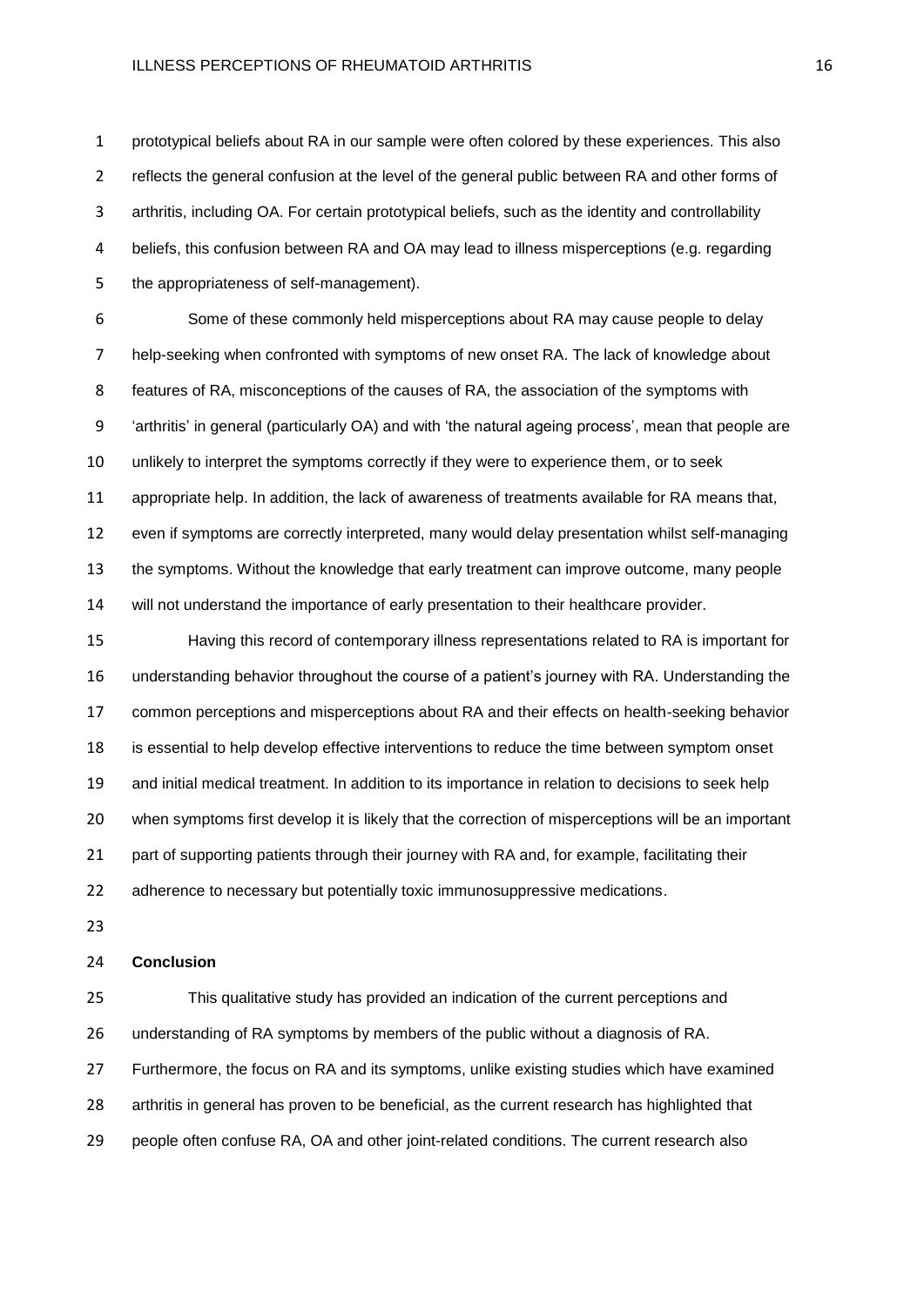prototypical beliefs about RA in our sample were often colored by these experiences. This also reflects the general confusion at the level of the general public between RA and other forms of arthritis, including OA. For certain prototypical beliefs, such as the identity and controllability beliefs, this confusion between RA and OA may lead to illness misperceptions (e.g. regarding the appropriateness of self-management).

Some of these commonly held misperceptions about RA may cause people to delay help-seeking when confronted with symptoms of new onset RA. The lack of knowledge about features of RA, misconceptions of the causes of RA, the association of the symptoms with 'arthritis' in general (particularly OA) and with 'the natural ageing process', mean that people are unlikely to interpret the symptoms correctly if they were to experience them, or to seek appropriate help. In addition, the lack of awareness of treatments available for RA means that, even if symptoms are correctly interpreted, many would delay presentation whilst self-managing the symptoms. Without the knowledge that early treatment can improve outcome, many people will not understand the importance of early presentation to their healthcare provider.

Having this record of contemporary illness representations related to RA is important for understanding behavior throughout the course of a patient's journey with RA. Understanding the common perceptions and misperceptions about RA and their effects on health-seeking behavior is essential to help develop effective interventions to reduce the time between symptom onset and initial medical treatment. In addition to its importance in relation to decisions to seek help when symptoms first develop it is likely that the correction of misperceptions will be an important part of supporting patients through their journey with RA and, for example, facilitating their adherence to necessary but potentially toxic immunosuppressive medications.

## Conclusion

This qualitative study has provided an indication of the current perceptions and understanding of RA symptoms by members of the public without a diagnosis of RA. Furthermore, the focus on RA and its symptoms, unlike existing studies which have examined arthritis in general has proven to be beneficial, as the current research has highlighted that people often confuse RA, OA and other joint-related conditions. The current research also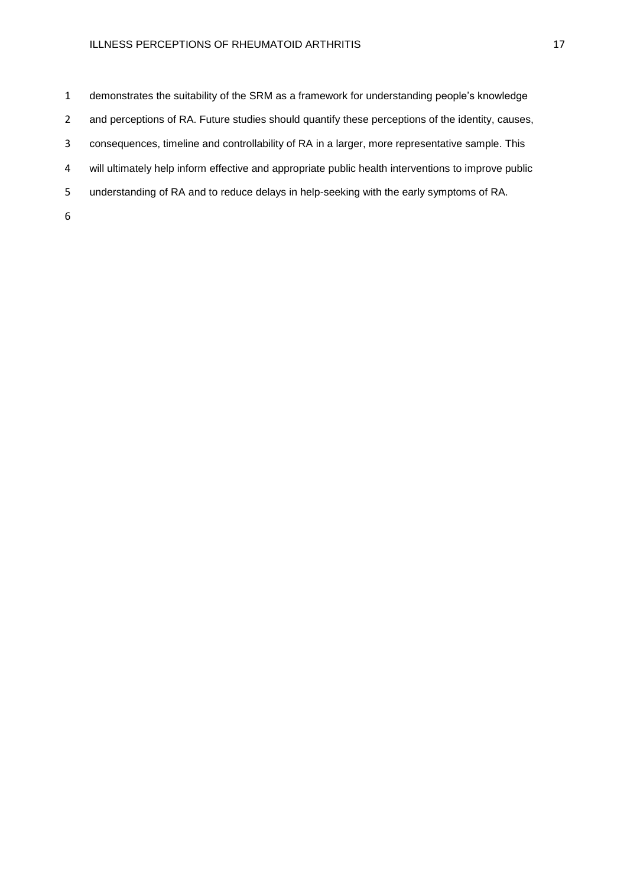demonstrates the suitability of the SRM as a framework for understanding people's knowledge and perceptions of RA. Future studies should quantify these perceptions of the identity, causes, consequences, timeline and controllability of RA in a larger, more representative sample. This will ultimately help inform effective and appropriate public health interventions to improve public understanding of RA and to reduce delays in help-seeking with the early symptoms of RA.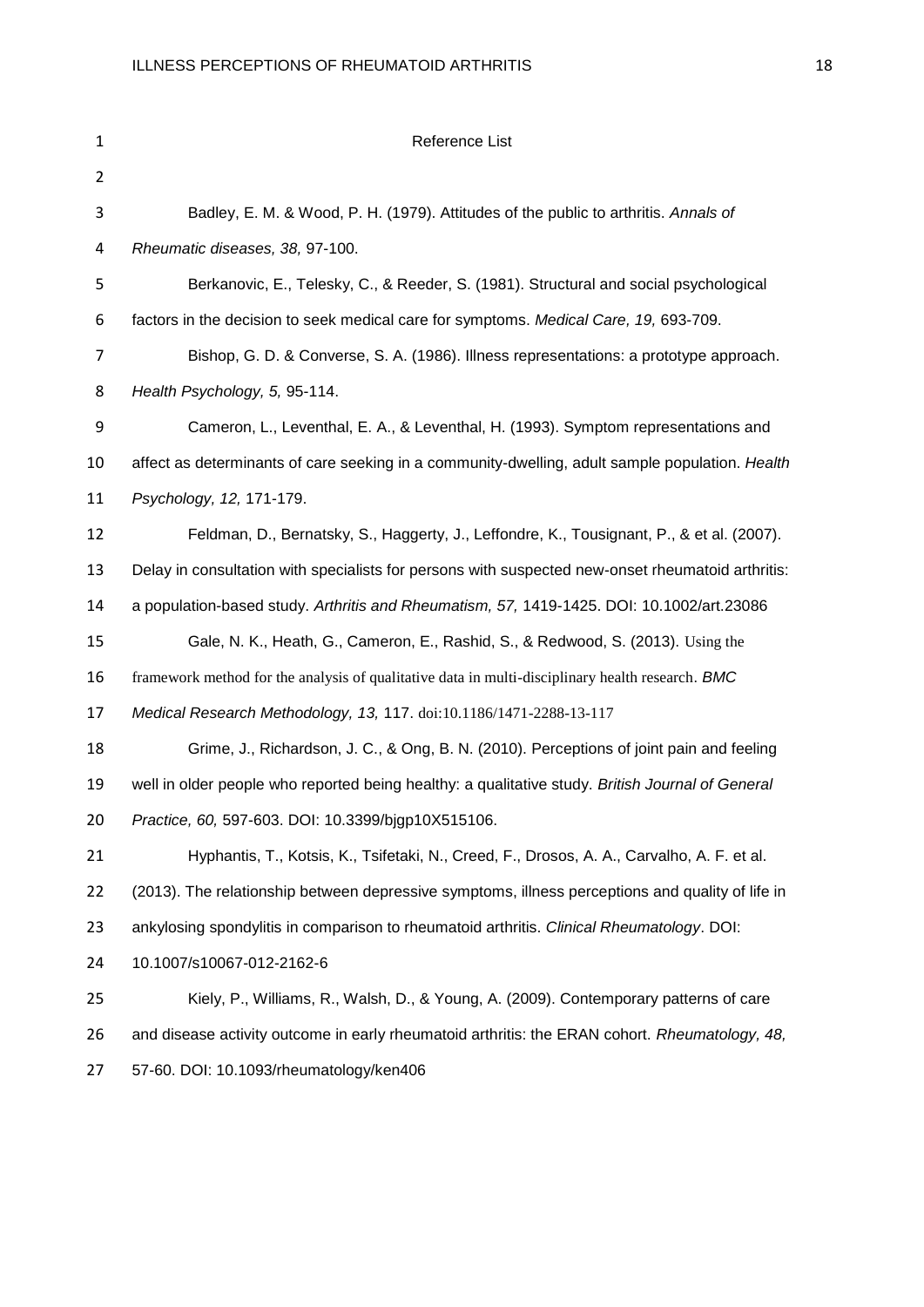# Reference List

Badley, E. M. & Wood, P. H. (1979). Attitudes of the public to arthritis. *Annals of Rheumatic diseases, 38,* 97-100.

Berkanovic, E., Telesky, C., & Reeder, S. (1981). Structural and social psychological factors in the decision to seek medical care for symptoms. *Medical Care, 19,* 693-709.

Bishop, G. D. & Converse, S. A. (1986). Illness representations: a prototype approach. *Health Psychology, 5,* 95-114.

Cameron, L., Leventhal, E. A., & Leventhal, H. (1993). Symptom representations and affect as determinants of care seeking in a community-dwelling, adult sample population. *Health Psychology, 12,* 171-179.

Feldman, D., Bernatsky, S., Haggerty, J., Leffondre, K., Tousignant, P., & et al. (2007). Delay in consultation with specialists for persons with suspected new-onset rheumatoid arthritis: a population-based study. *Arthritis and Rheumatism, 57,* 1419-1425. DOI: 10.1002/art.23086

Gale, N. K., Heath, G., Cameron, E., Rashid, S., & Redwood, S. (2013). Using the framework method for the analysis of qualitative data in multi-disciplinary health research. *BMC Medical Research Methodology, 13,* 117. doi:10.1186/1471-2288-13-117

Grime, J., Richardson, J. C., & Ong, B. N. (2010). Perceptions of joint pain and feeling well in older people who reported being healthy: a qualitative study. *British Journal of General Practice, 60,* 597-603. DOI: 10.3399/bjgp10X515106.

Hyphantis, T., Kotsis, K., Tsifetaki, N., Creed, F., Drosos, A. A., Carvalho, A. F. et al. (2013). The relationship between depressive symptoms, illness perceptions and quality of life in ankylosing spondylitis in comparison to rheumatoid arthritis. *Clinical Rheumatology*. DOI: 10.1007/s10067-012-2162-6

Kiely, P., Williams, R., Walsh, D., & Young, A. (2009). Contemporary patterns of care and disease activity outcome in early rheumatoid arthritis: the ERAN cohort. *Rheumatology, 48,* 57-60. DOI: 10.1093/rheumatology/ken406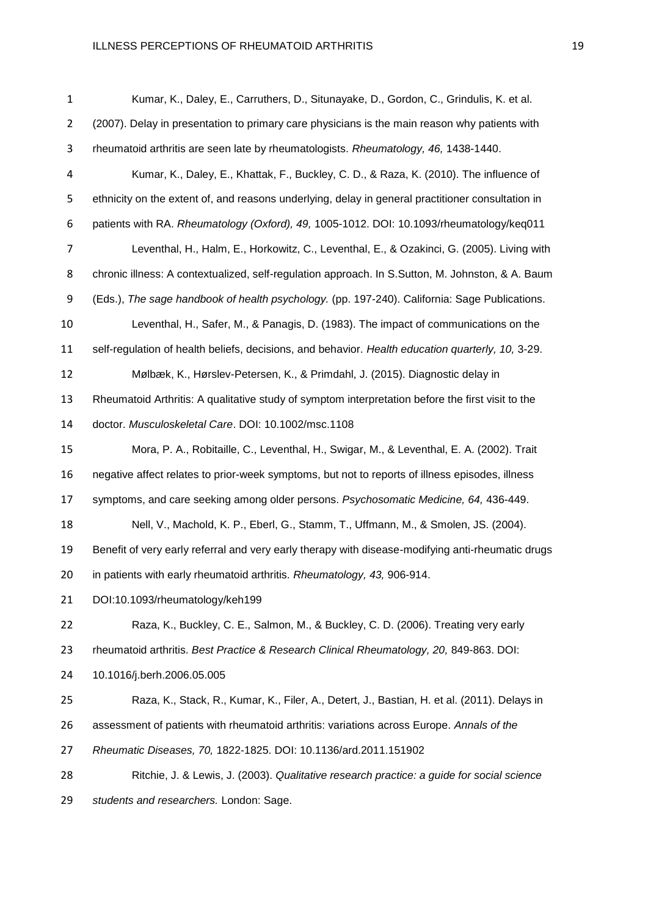Kumar, K., Daley, E., Carruthers, D., Situnayake, D., Gordon, C., Grindulis, K. et al. (2007). Delay in presentation to primary care physicians is the main reason why patients with rheumatoid arthritis are seen late by rheumatologists. *Rheumatology, 46,* 1438-1440.

Kumar, K., Daley, E., Khattak, F., Buckley, C. D., & Raza, K. (2010). The influence of ethnicity on the extent of, and reasons underlying, delay in general practitioner consultation in patients with RA. *Rheumatology (Oxford), 49,* 1005-1012. DOI: 10.1093/rheumatology/keq011

Leventhal, H., Halm, E., Horkowitz, C., Leventhal, E., & Ozakinci, G. (2005). Living with chronic illness: A contextualized, self-regulation approach. In S.Sutton, M. Johnston, & A. Baum (Eds.), *The sage handbook of health psychology.* (pp. 197-240). California: Sage Publications.

Leventhal, H., Safer, M., & Panagis, D. (1983). The impact of communications on the self-regulation of health beliefs, decisions, and behavior. *Health education quarterly, 10,* 3-29.

Mølbæk, K., Hørslev-Petersen, K., & Primdahl, J. (2015). Diagnostic delay in Rheumatoid Arthritis: A qualitative study of symptom interpretation before the first visit to the doctor. *Musculoskeletal Care*. DOI: 10.1002/msc.1108

Mora, P. A., Robitaille, C., Leventhal, H., Swigar, M., & Leventhal, E. A. (2002). Trait negative affect relates to prior-week symptoms, but not to reports of illness episodes, illness symptoms, and care seeking among older persons. *Psychosomatic Medicine, 64,* 436-449.

Nell, V., Machold, K. P., Eberl, G., Stamm, T., Uffmann, M., & Smolen, JS. (2004). Benefit of very early referral and very early therapy with disease-modifying anti-rheumatic drugs in patients with early rheumatoid arthritis. *Rheumatology, 43,* 906-914. DOI:10.1093/rheumatology/keh199

Raza, K., Buckley, C. E., Salmon, M., & Buckley, C. D. (2006). Treating very early rheumatoid arthritis. *Best Practice & Research Clinical Rheumatology, 20,* 849-863. DOI: 10.1016/j.berh.2006.05.005

Raza, K., Stack, R., Kumar, K., Filer, A., Detert, J., Bastian, H. et al. (2011). Delays in assessment of patients with rheumatoid arthritis: variations across Europe. *Annals of the Rheumatic Diseases, 70,* 1822-1825. DOI: 10.1136/ard.2011.151902

Ritchie, J. & Lewis, J. (2003). *Qualitative research practice: a guide for social science students and researchers.* London: Sage.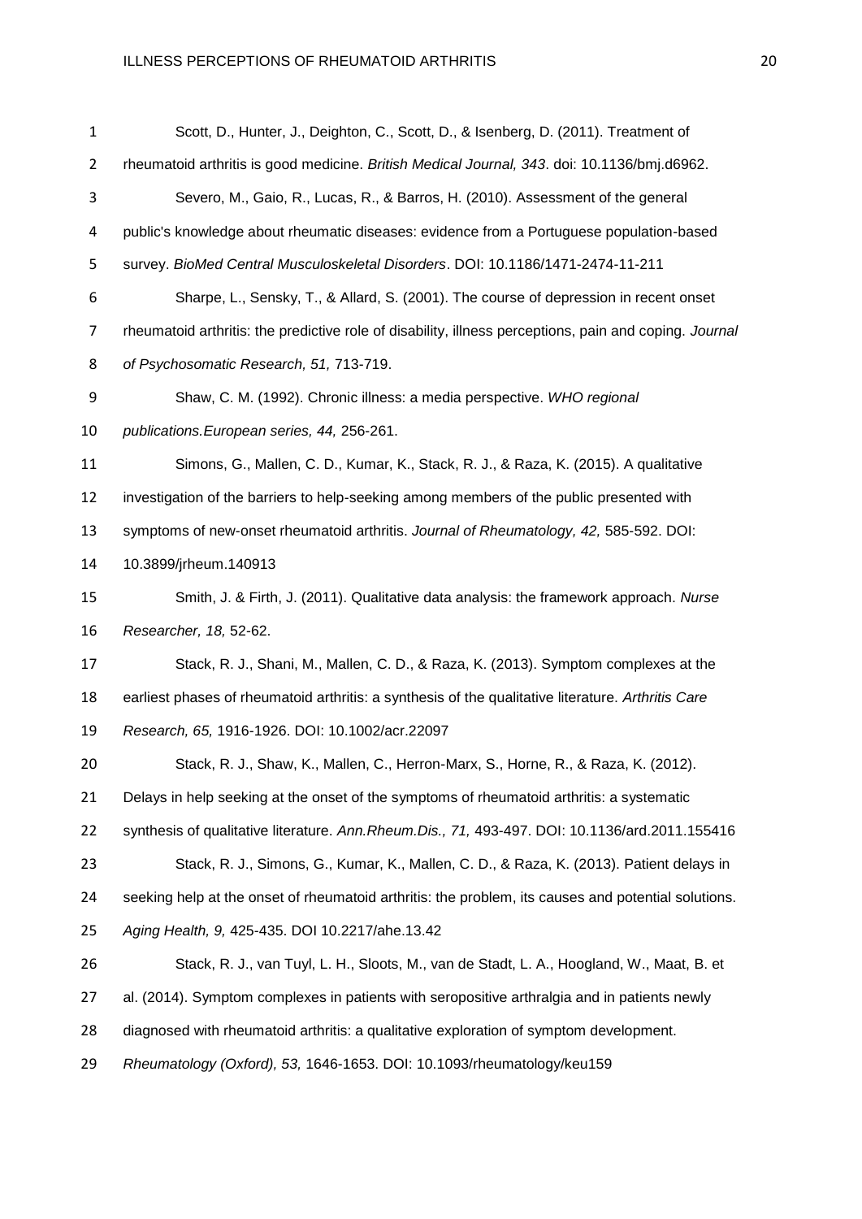Scott, D., Hunter, J., Deighton, C., Scott, D., & Isenberg, D. (2011). Treatment of rheumatoid arthritis is good medicine. *British Medical Journal, 343*. doi: 10.1136/bmj.d6962.

Severo, M., Gaio, R., Lucas, R., & Barros, H. (2010). Assessment of the general public's knowledge about rheumatic diseases: evidence from a Portuguese population-based survey. *BioMed Central Musculoskeletal Disorders*. DOI: 10.1186/1471-2474-11-211

Sharpe, L., Sensky, T., & Allard, S. (2001). The course of depression in recent onset rheumatoid arthritis: the predictive role of disability, illness perceptions, pain and coping. *Journal of Psychosomatic Research, 51,* 713-719.

Shaw, C. M. (1992). Chronic illness: a media perspective. *WHO regional publications.European series, 44,* 256-261.

Simons, G., Mallen, C. D., Kumar, K., Stack, R. J., & Raza, K. (2015). A qualitative investigation of the barriers to help-seeking among members of the public presented with symptoms of new-onset rheumatoid arthritis. *Journal of Rheumatology, 42,* 585-592. DOI: 10.3899/jrheum.140913

Smith, J. & Firth, J. (2011). Qualitative data analysis: the framework approach. *Nurse Researcher, 18,* 52-62.

Stack, R. J., Shani, M., Mallen, C. D., & Raza, K. (2013). Symptom complexes at the earliest phases of rheumatoid arthritis: a synthesis of the qualitative literature. *Arthritis Care Research, 65,* 1916-1926. DOI: 10.1002/acr.22097

Stack, R. J., Shaw, K., Mallen, C., Herron-Marx, S., Horne, R., & Raza, K. (2012). Delays in help seeking at the onset of the symptoms of rheumatoid arthritis: a systematic synthesis of qualitative literature. *Ann.Rheum.Dis., 71,* 493-497. DOI: 10.1136/ard.2011.155416

Stack, R. J., Simons, G., Kumar, K., Mallen, C. D., & Raza, K. (2013). Patient delays in seeking help at the onset of rheumatoid arthritis: the problem, its causes and potential solutions. *Aging Health, 9,* 425-435. DOI 10.2217/ahe.13.42

Stack, R. J., van Tuyl, L. H., Sloots, M., van de Stadt, L. A., Hoogland, W., Maat, B. et al. (2014). Symptom complexes in patients with seropositive arthralgia and in patients newly diagnosed with rheumatoid arthritis: a qualitative exploration of symptom development. *Rheumatology (Oxford), 53,* 1646-1653. DOI: 10.1093/rheumatology/keu159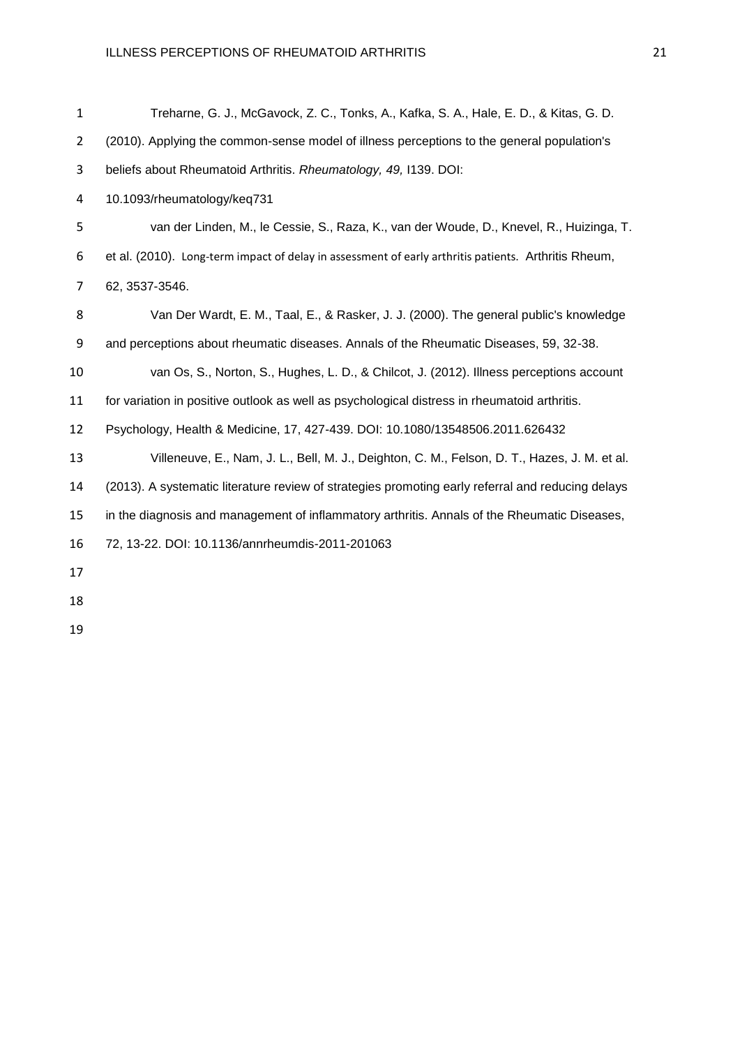Treharne, G. J., McGavock, Z. C., Tonks, A., Kafka, S. A., Hale, E. D., & Kitas, G. D. (2010). Applying the common-sense model of illness perceptions to the general population's beliefs about Rheumatoid Arthritis. *Rheumatology, 49,* I139. DOI: 10.1093/rheumatology/keq731

van der Linden, M., le Cessie, S., Raza, K., van der Woude, D., Knevel, R., Huizinga, T. et al. (2010). Long-term impact of delay in assessment of early arthritis patients. Arthritis Rheum, 62, 3537-3546.

Van Der Wardt, E. M., Taal, E., & Rasker, J. J. (2000). The general public's knowledge and perceptions about rheumatic diseases. Annals of the Rheumatic Diseases, 59, 32-38.

van Os, S., Norton, S., Hughes, L. D., & Chilcot, J. (2012). Illness perceptions account for variation in positive outlook as well as psychological distress in rheumatoid arthritis. Psychology, Health & Medicine, 17, 427-439. DOI: 10.1080/13548506.2011.626432

Villeneuve, E., Nam, J. L., Bell, M. J., Deighton, C. M., Felson, D. T., Hazes, J. M. et al. (2013). A systematic literature review of strategies promoting early referral and reducing delays in the diagnosis and management of inflammatory arthritis. Annals of the Rheumatic Diseases, 72, 13-22. DOI: 10.1136/annrheumdis-2011-201063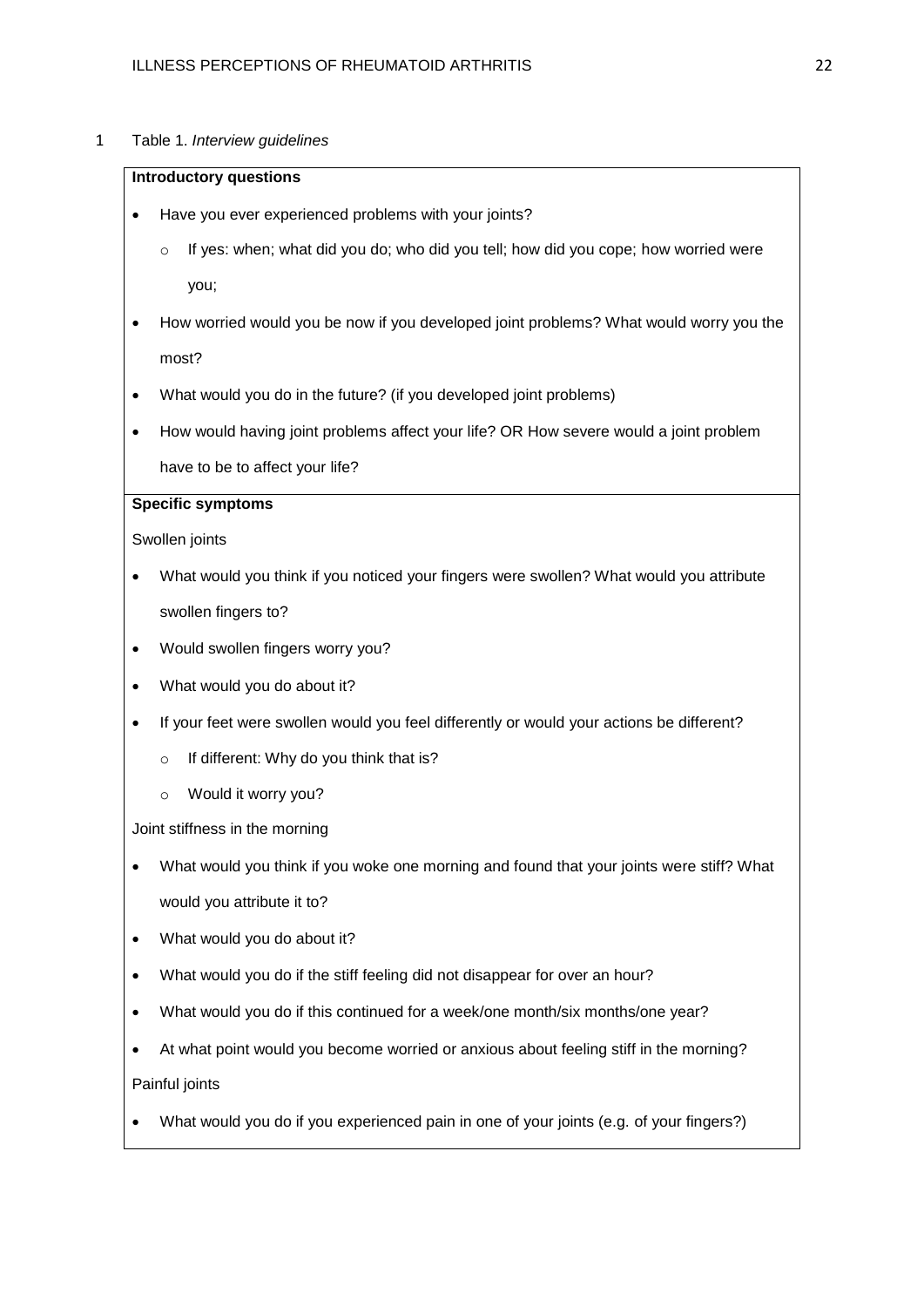Table 1. *Interview guidelines*

**Introductory questions**

- Have you ever experienced problems with your joints?
  - If yes: when; what did you do; who did you tell; how did you cope; how worried were you;
- How worried would you be now if you developed joint problems? What would worry you the most?
- What would you do in the future? (if you developed joint problems)
- How would having joint problems affect your life? OR How severe would a joint problem have to be to affect your life?

**Specific symptoms**

Swollen joints

- What would you think if you noticed your fingers were swollen? What would you attribute swollen fingers to?
- Would swollen fingers worry you?
- What would you do about it?
- If your feet were swollen would you feel differently or would your actions be different?
  - If different: Why do you think that is?
  - Would it worry you?

Joint stiffness in the morning

- What would you think if you woke one morning and found that your joints were stiff? What would you attribute it to?
- What would you do about it?
- What would you do if the stiff feeling did not disappear for over an hour?
- What would you do if this continued for a week/one month/six months/one year?
- At what point would you become worried or anxious about feeling stiff in the morning?

Painful joints

- What would you do if you experienced pain in one of your joints (e.g. of your fingers?)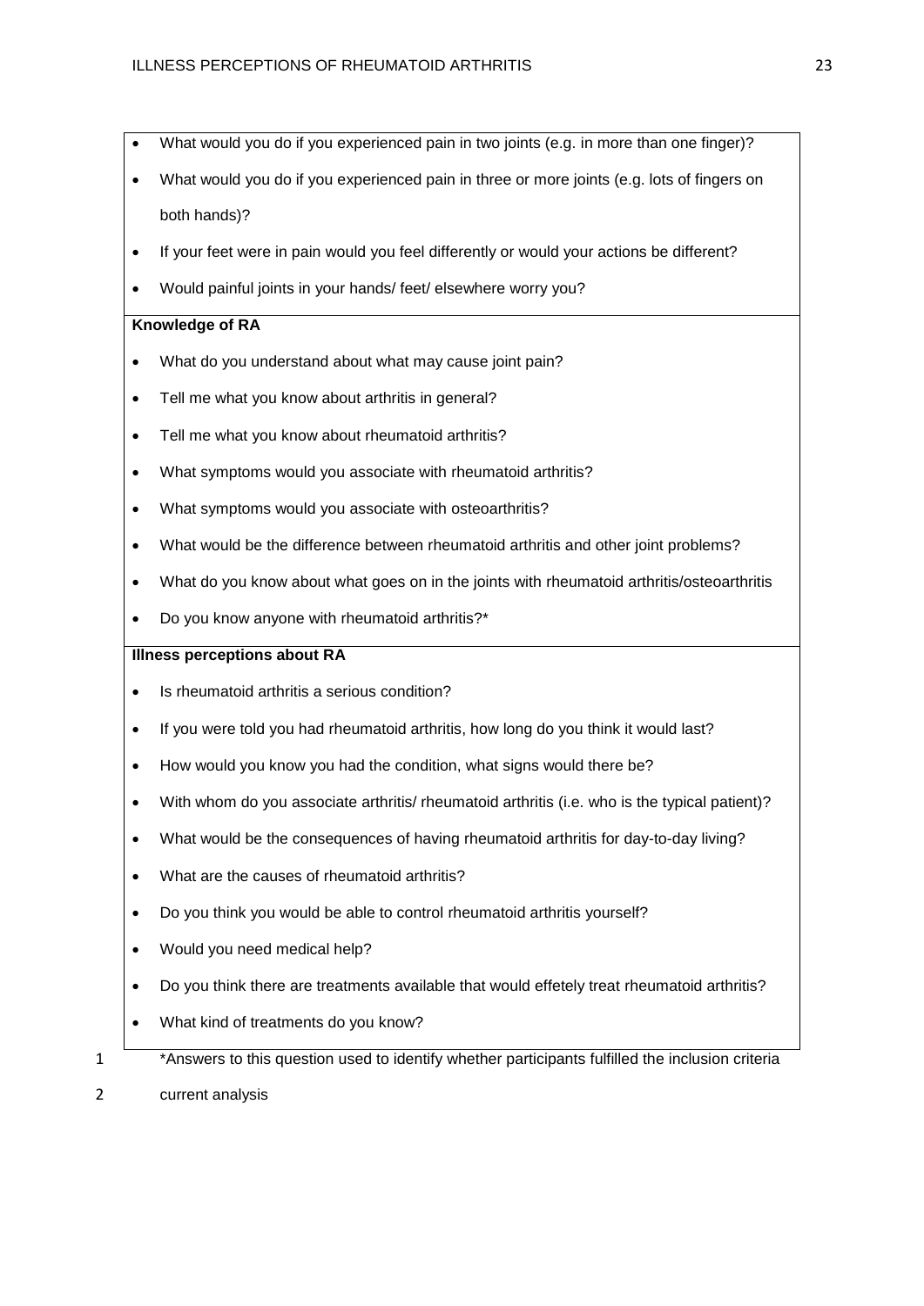- What would you do if you experienced pain in two joints (e.g. in more than one finger)?
- What would you do if you experienced pain in three or more joints (e.g. lots of fingers on both hands)?
- If your feet were in pain would you feel differently or would your actions be different?
- Would painful joints in your hands/ feet/ elsewhere worry you?

**Knowledge of RA**

- What do you understand about what may cause joint pain?
- Tell me what you know about arthritis in general?
- Tell me what you know about rheumatoid arthritis?
- What symptoms would you associate with rheumatoid arthritis?
- What symptoms would you associate with osteoarthritis?
- What would be the difference between rheumatoid arthritis and other joint problems?
- What do you know about what goes on in the joints with rheumatoid arthritis/osteoarthritis
- Do you know anyone with rheumatoid arthritis?*

**Illness perceptions about RA**

- Is rheumatoid arthritis a serious condition?
- If you were told you had rheumatoid arthritis, how long do you think it would last?
- How would you know you had the condition, what signs would there be?
- With whom do you associate arthritis/ rheumatoid arthritis (i.e. who is the typical patient)?
- What would be the consequences of having rheumatoid arthritis for day-to-day living?
- What are the causes of rheumatoid arthritis?
- Do you think you would be able to control rheumatoid arthritis yourself?
- Would you need medical help?
- Do you think there are treatments available that would effetely treat rheumatoid arthritis?
- What kind of treatments do you know?

*Answers to this question used to identify whether participants fulfilled the inclusion criteria current analysis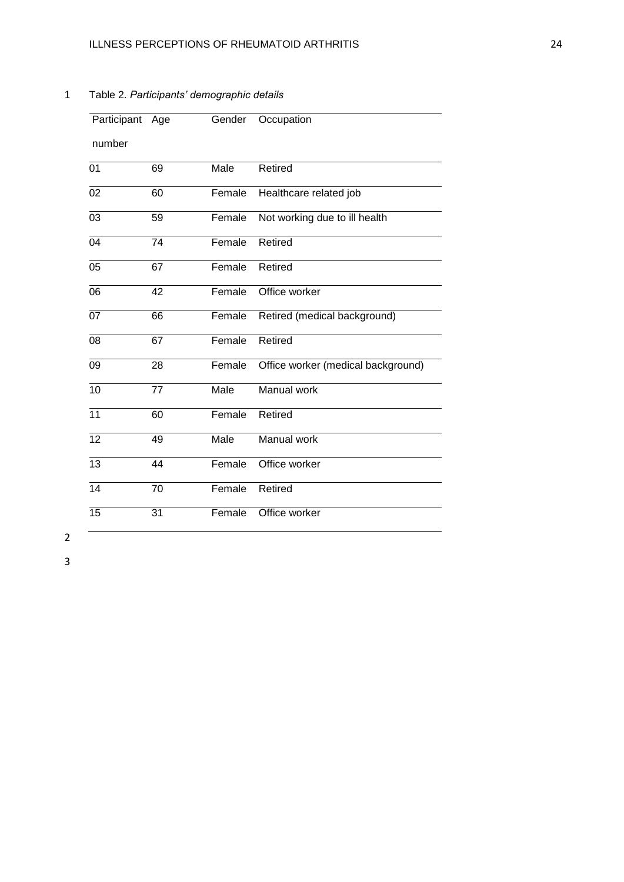Table 2. *Participants' demographic details*

| Participant number | Age | Gender | Occupation |
|---|---|---|---|
| 01 | 69 | Male | Retired |
| 02 | 60 | Female | Healthcare related job |
| 03 | 59 | Female | Not working due to ill health |
| 04 | 74 | Female | Retired |
| 05 | 67 | Female | Retired |
| 06 | 42 | Female | Office worker |
| 07 | 66 | Female | Retired (medical background) |
| 08 | 67 | Female | Retired |
| 09 | 28 | Female | Office worker (medical background) |
| 10 | 77 | Male | Manual work |
| 11 | 60 | Female | Retired |
| 12 | 49 | Male | Manual work |
| 13 | 44 | Female | Office worker |
| 14 | 70 | Female | Retired |
| 15 | 31 | Female | Office worker |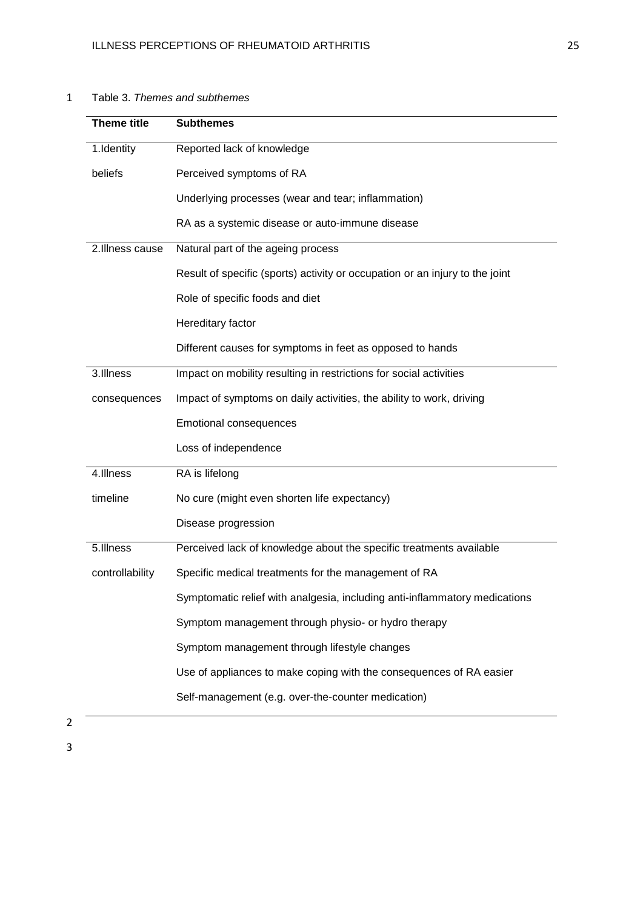Table 3. *Themes and subthemes*

| Theme title | Subthemes |
| --- | --- |
| 1.Identity beliefs | Reported lack of knowledge |
| | Perceived symptoms of RA |
| | Underlying processes (wear and tear; inflammation) |
| | RA as a systemic disease or auto-immune disease |
| 2.Illness cause | Natural part of the ageing process |
| | Result of specific (sports) activity or occupation or an injury to the joint |
| | Role of specific foods and diet |
| | Hereditary factor |
| | Different causes for symptoms in feet as opposed to hands |
| 3.Illness consequences | Impact on mobility resulting in restrictions for social activities |
| | Impact of symptoms on daily activities, the ability to work, driving |
| | Emotional consequences |
| | Loss of independence |
| 4.Illness timeline | RA is lifelong |
| | No cure (might even shorten life expectancy) |
| | Disease progression |
| 5.Illness controllability | Perceived lack of knowledge about the specific treatments available |
| | Specific medical treatments for the management of RA |
| | Symptomatic relief with analgesia, including anti-inflammatory medications |
| | Symptom management through physio- or hydro therapy |
| | Symptom management through lifestyle changes |
| | Use of appliances to make coping with the consequences of RA easier |
| | Self-management (e.g. over-the-counter medication) |